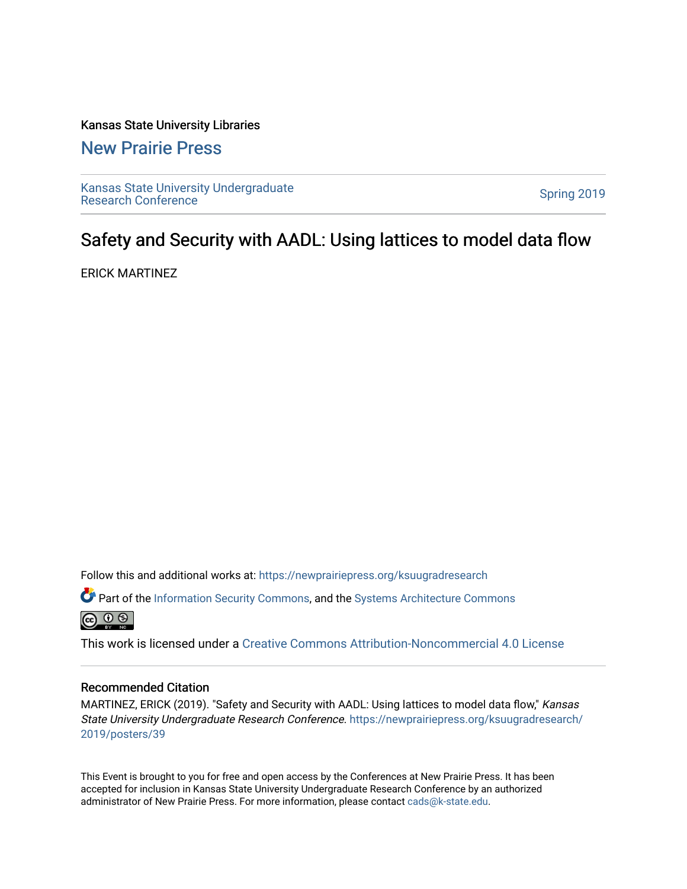Kansas State University Libraries

## New Prairie Press

Kansas State University Undergraduate Research Conference

Spring 2019

# Safety and Security with AADL: Using lattices to model data flow

ERICK MARTINEZ

Follow this and additional works at: https://newprairiepress.org/ksuugradresearch

Part of the Information Security Commons, and the Systems Architecture Commons

This work is licensed under a Creative Commons Attribution-Noncommercial 4.0 License

### Recommended Citation

MARTINEZ, ERICK (2019). "Safety and Security with AADL: Using lattices to model data flow," *Kansas State University Undergraduate Research Conference*. https://newprairiepress.org/ksuugradresearch/2019/posters/39

This Event is brought to you for free and open access by the Conferences at New Prairie Press. It has been accepted for inclusion in Kansas State University Undergraduate Research Conference by an authorized administrator of New Prairie Press. For more information, please contact cads@k-state.edu.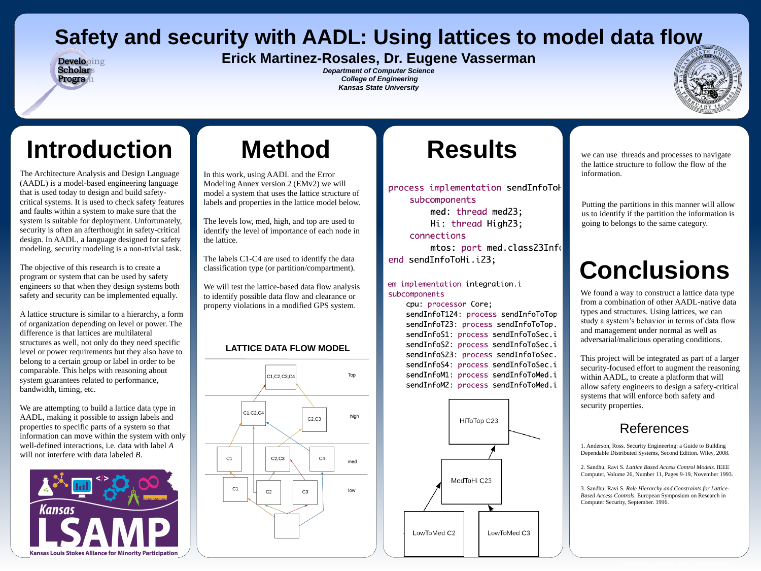# Safety and security with AADL: Using lattices to model data flow

**Erick Martinez-Rosales, Dr. Eugene Vasserman**

*Department of Computer Science*
*College of Engineering*
*Kansas State University*

## Introduction

The Architecture Analysis and Design Language (AADL) is a model-based engineering language that is used today to design and build safety-critical systems. It is used to check safety features and faults within a system to make sure that the system is suitable for deployment. Unfortunately, security is often an afterthought in safety-critical design. In AADL, a language designed for safety modeling, security modeling is a non-trivial task.

The objective of this research is to create a program or system that can be used by safety engineers so that when they design systems both safety and security can be implemented equally.

A lattice structure is similar to a hierarchy, a form of organization depending on level or power. The difference is that lattices are multilateral structures as well, not only do they need specific level or power requirements but they also have to belong to a certain group or label in order to be comparable. This helps with reasoning about system guarantees related to performance, bandwidth, timing, etc.

We are attempting to build a lattice data type in AADL, making it possible to assign labels and properties to specific parts of a system so that information can move within the system with only well-defined interactions, i.e. data with label *A* will not interfere with data labeled *B*.

## Method

In this work, using AADL and the Error Modeling Annex version 2 (EMv2) we will model a system that uses the lattice structure of labels and properties in the lattice model below.

The levels low, med, high, and top are used to identify the level of importance of each node in the lattice.

The labels C1-C4 are used to identify the data classification type (or partition/compartment).

We will test the lattice-based data flow analysis to identify possible data flow and clearance or property violations in a modified GPS system.

**LATTICE DATA FLOW MODEL**

C1,C2,C3,C4
Top
C1,C2,C4
C2,C3
high
C1
C2,C3
C4
med
C1
C2
C3
low

## Results

```
process implementation sendInfoToH
    subcomponents
        med: thread med23;
        Hi: thread High23;
    connections
        mtos: port med.class23Inf
end sendInfoToHi.i23;
```

```
em implementation integration.i
subcomponents
    cpu: processor Core;
    sendInfoT124: process sendInfoToTop
    sendInfoT23: process sendInfoToTop.
    sendInfoS1: process sendInfoToSec.i
    sendInfoS2: process sendInfoToSec.i
    sendInfoS23: process sendInfoToSec.
    sendInfoS4: process sendInfoToSec.i
    sendInfoM1: process sendInfoToMed.i
    sendInfoM2: process sendInfoToMed.i
```

HiToTop C23
MedToHi C23
LowToMed C2
LowToMed C3

we can use threads and processes to navigate the lattice structure to follow the flow of the information.

Putting the partitions in this manner will allow us to identify if the partition the information is going to belongs to the same category.

## Conclusions

We found a way to construct a lattice data type from a combination of other AADL-native data types and structures. Using lattices, we can study a system's behavior in terms of data flow and management under normal as well as adversarial/malicious operating conditions.

This project will be integrated as part of a larger security-focused effort to augment the reasoning within AADL, to create a platform that will allow safety engineers to design a safety-critical systems that will enforce both safety and security properties.

### References

1. Anderson, Ross. Security Engineering: a Guide to Building Dependable Distributed Systems, Second Edition. Wiley, 2008.

2. Sandhu, Ravi S. *Lattice Based Access Control Models.* IEEE Computer, Volume 26, Number 11, Pages 9-19, November 1993.

3. Sandhu, Ravi S. *Role Hierarchy and Constraints for Lattice-Based Access Controls.* European Symposium on Research in Computer Security, September. 1996.